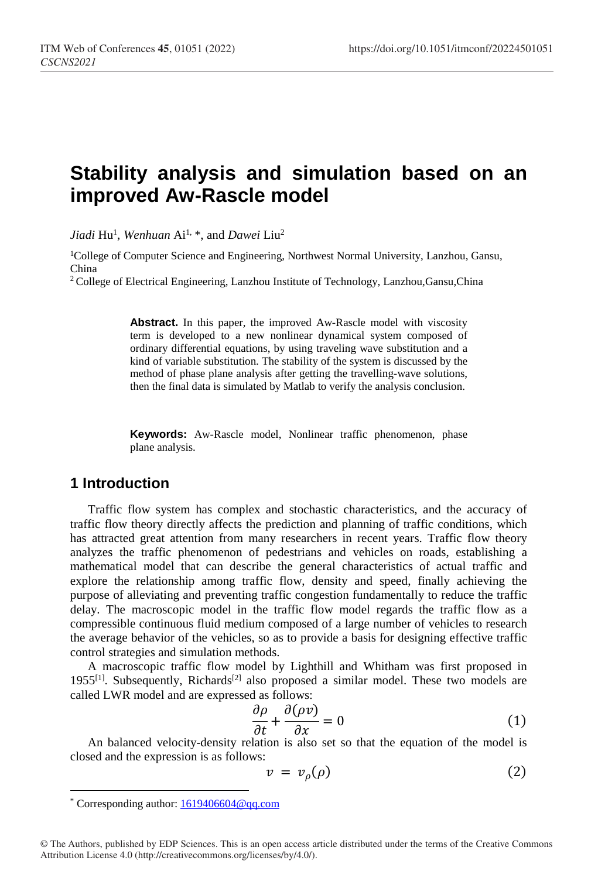# Stability analysis and simulation based on an improved Aw-Rascle model

*Jiadi* Hu[1], *Wenhuan* Ai[1, *], and *Dawei* Liu[2]

[1]College of Computer Science and Engineering, Northwest Normal University, Lanzhou, Gansu, China

[2] College of Electrical Engineering, Lanzhou Institute of Technology, Lanzhou,Gansu,China

**Abstract.** In this paper, the improved Aw-Rascle model with viscosity term is developed to a new nonlinear dynamical system composed of ordinary differential equations, by using traveling wave substitution and a kind of variable substitution. The stability of the system is discussed by the method of phase plane analysis after getting the travelling-wave solutions, then the final data is simulated by Matlab to verify the analysis conclusion.

**Keywords:** Aw-Rascle model, Nonlinear traffic phenomenon, phase plane analysis.

## 1 Introduction

Traffic flow system has complex and stochastic characteristics, and the accuracy of traffic flow theory directly affects the prediction and planning of traffic conditions, which has attracted great attention from many researchers in recent years. Traffic flow theory analyzes the traffic phenomenon of pedestrians and vehicles on roads, establishing a mathematical model that can describe the general characteristics of actual traffic and explore the relationship among traffic flow, density and speed, finally achieving the purpose of alleviating and preventing traffic congestion fundamentally to reduce the traffic delay. The macroscopic model in the traffic flow model regards the traffic flow as a compressible continuous fluid medium composed of a large number of vehicles to research the average behavior of the vehicles, so as to provide a basis for designing effective traffic control strategies and simulation methods.

A macroscopic traffic flow model by Lighthill and Whitham was first proposed in 1955[1]. Subsequently, Richards[2] also proposed a similar model. These two models are called LWR model and are expressed as follows:

$$\frac{\partial \rho}{\partial t} + \frac{\partial(\rho v)}{\partial x} = 0 \tag{1}$$

An balanced velocity-density relation is also set so that the equation of the model is closed and the expression is as follows:

$$v = v_\rho(\rho) \tag{2}$$

* Corresponding author: 1619406604@qq.com

© The Authors, published by EDP Sciences. This is an open access article distributed under the terms of the Creative Commons Attribution License 4.0 (http://creativecommons.org/licenses/by/4.0/).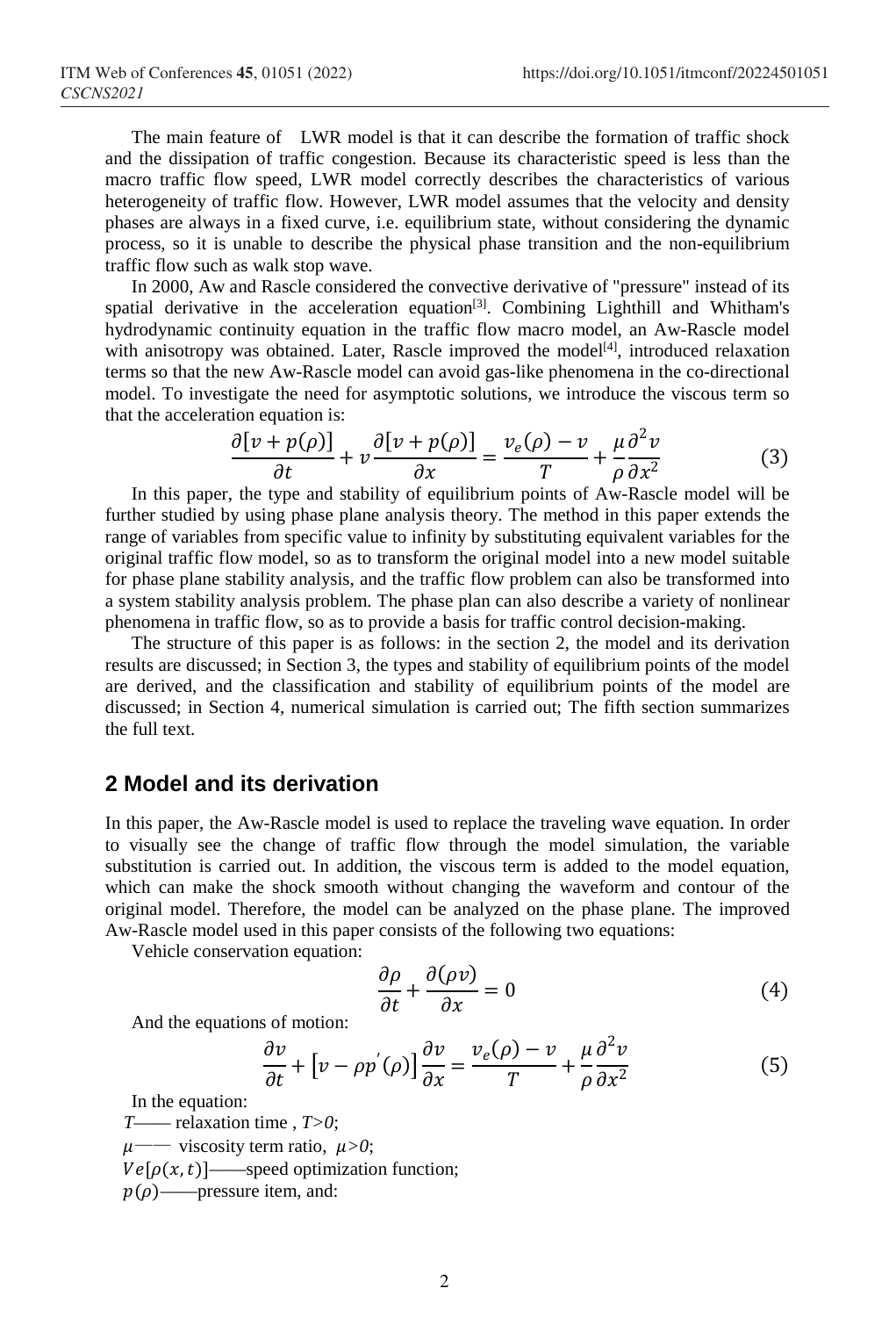The main feature of LWR model is that it can describe the formation of traffic shock and the dissipation of traffic congestion. Because its characteristic speed is less than the macro traffic flow speed, LWR model correctly describes the characteristics of various heterogeneity of traffic flow. However, LWR model assumes that the velocity and density phases are always in a fixed curve, i.e. equilibrium state, without considering the dynamic process, so it is unable to describe the physical phase transition and the non-equilibrium traffic flow such as walk stop wave.

In 2000, Aw and Rascle considered the convective derivative of "pressure" instead of its spatial derivative in the acceleration equation[3]. Combining Lighthill and Whitham's hydrodynamic continuity equation in the traffic flow macro model, an Aw-Rascle model with anisotropy was obtained. Later, Rascle improved the model[4], introduced relaxation terms so that the new Aw-Rascle model can avoid gas-like phenomena in the co-directional model. To investigate the need for asymptotic solutions, we introduce the viscous term so that the acceleration equation is:

$$\frac{\partial[v+p(\rho)]}{\partial t}+v\frac{\partial[v+p(\rho)]}{\partial x}=\frac{v_e(\rho)-v}{T}+\frac{\mu}{\rho}\frac{\partial^2 v}{\partial x^2} \tag{3}$$

In this paper, the type and stability of equilibrium points of Aw-Rascle model will be further studied by using phase plane analysis theory. The method in this paper extends the range of variables from specific value to infinity by substituting equivalent variables for the original traffic flow model, so as to transform the original model into a new model suitable for phase plane stability analysis, and the traffic flow problem can also be transformed into a system stability analysis problem. The phase plan can also describe a variety of nonlinear phenomena in traffic flow, so as to provide a basis for traffic control decision-making.

The structure of this paper is as follows: in the section 2, the model and its derivation results are discussed; in Section 3, the types and stability of equilibrium points of the model are derived, and the classification and stability of equilibrium points of the model are discussed; in Section 4, numerical simulation is carried out; The fifth section summarizes the full text.

## 2 Model and its derivation

In this paper, the Aw-Rascle model is used to replace the traveling wave equation. In order to visually see the change of traffic flow through the model simulation, the variable substitution is carried out. In addition, the viscous term is added to the model equation, which can make the shock smooth without changing the waveform and contour of the original model. Therefore, the model can be analyzed on the phase plane. The improved Aw-Rascle model used in this paper consists of the following two equations:

Vehicle conservation equation:

$$\frac{\partial\rho}{\partial t}+\frac{\partial(\rho v)}{\partial x}=0 \tag{4}$$

And the equations of motion:

$$\frac{\partial v}{\partial t}+\left[v-\rho p'(\rho)\right]\frac{\partial v}{\partial x}=\frac{v_e(\rho)-v}{T}+\frac{\mu}{\rho}\frac{\partial^2 v}{\partial x^2} \tag{5}$$

In the equation:

$T$—— relaxation time , $T>0$;

$\mu$—— viscosity term ratio, $\mu>0$;

$Ve[\rho(x,t)]$——speed optimization function;

$p(\rho)$——pressure item, and: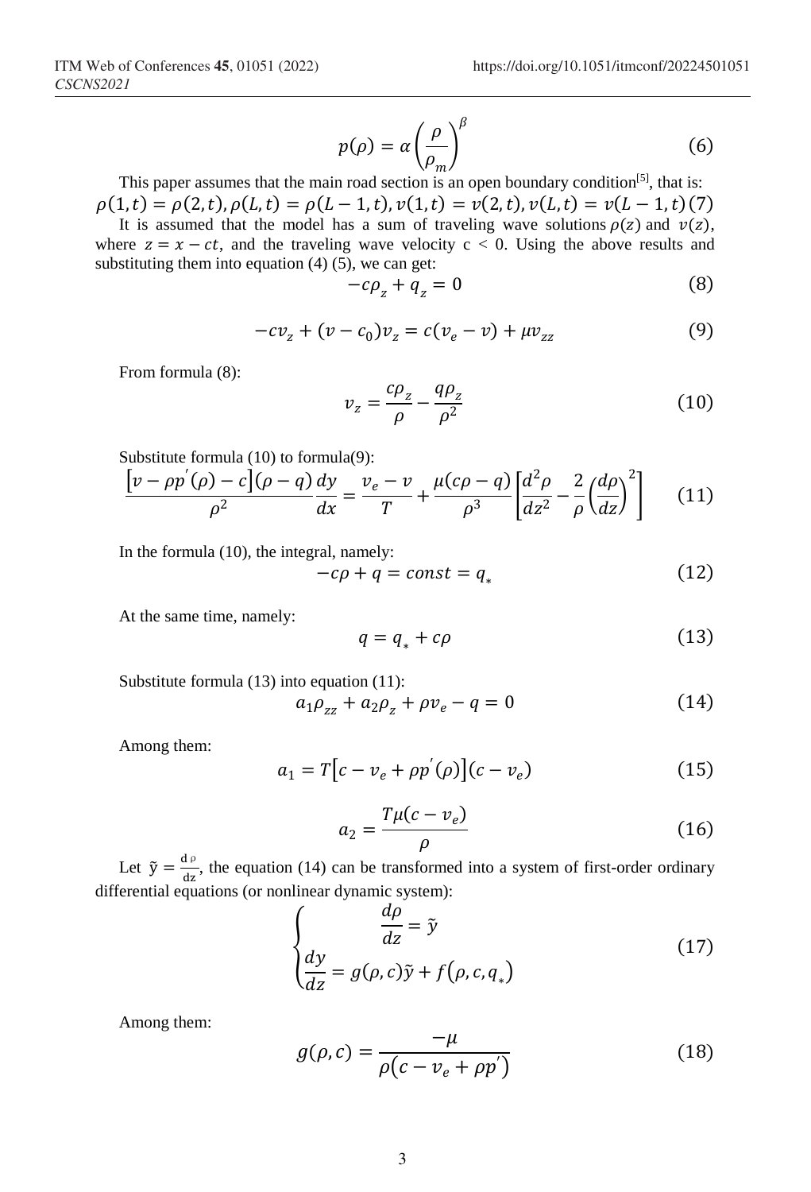$$p(\rho) = \alpha \left( \frac{\rho}{\rho_m} \right)^{\beta} \tag{6}$$

This paper assumes that the main road section is an open boundary condition[5], that is:

$$\rho(1,t) = \rho(2,t), \rho(L,t) = \rho(L-1,t), v(1,t) = v(2,t), v(L,t) = v(L-1,t) \tag{7}$$

It is assumed that the model has a sum of traveling wave solutions $\rho(z)$ and $v(z)$, where $z = x - ct$, and the traveling wave velocity $c < 0$. Using the above results and substituting them into equation (4) (5), we can get:

$$-c\rho_z + q_z = 0 \tag{8}$$

$$-cv_z + (v - c_0)v_z = c(v_e - v) + \mu v_{zz} \tag{9}$$

From formula (8):

$$v_z = \frac{c\rho_z}{\rho} - \frac{q\rho_z}{\rho^2} \tag{10}$$

Substitute formula (10) to formula(9):

$$\frac{\left[v - \rho p'(\rho) - c\right](\rho - q)}{\rho^2} \frac{dy}{dx} = \frac{v_e - v}{T} + \frac{\mu(c\rho - q)}{\rho^3} \left[ \frac{d^2\rho}{dz^2} - \frac{2}{\rho} \left( \frac{d\rho}{dz} \right)^2 \right] \tag{11}$$

In the formula (10), the integral, namely:

$$-c\rho + q = const = q_* \tag{12}$$

At the same time, namely:

$$q = q_* + c\rho \tag{13}$$

Substitute formula (13) into equation (11):

$$a_1\rho_{zz} + a_2\rho_z + \rho v_e - q = 0 \tag{14}$$

Among them:

$$a_1 = T\left[c - v_e + \rho p'(\rho)\right](c - v_e) \tag{15}$$

$$a_2 = \frac{T\mu(c - v_e)}{\rho} \tag{16}$$

Let $\tilde{y} = \frac{d\rho}{dz}$, the equation (14) can be transformed into a system of first-order ordinary differential equations (or nonlinear dynamic system):

$$\begin{cases} \dfrac{d\rho}{dz} = \tilde{y} \\ \dfrac{dy}{dz} = g(\rho, c)\tilde{y} + f(\rho, c, q_*) \end{cases} \tag{17}$$

Among them:

$$g(\rho, c) = \frac{-\mu}{\rho(c - v_e + \rho p')} \tag{18}$$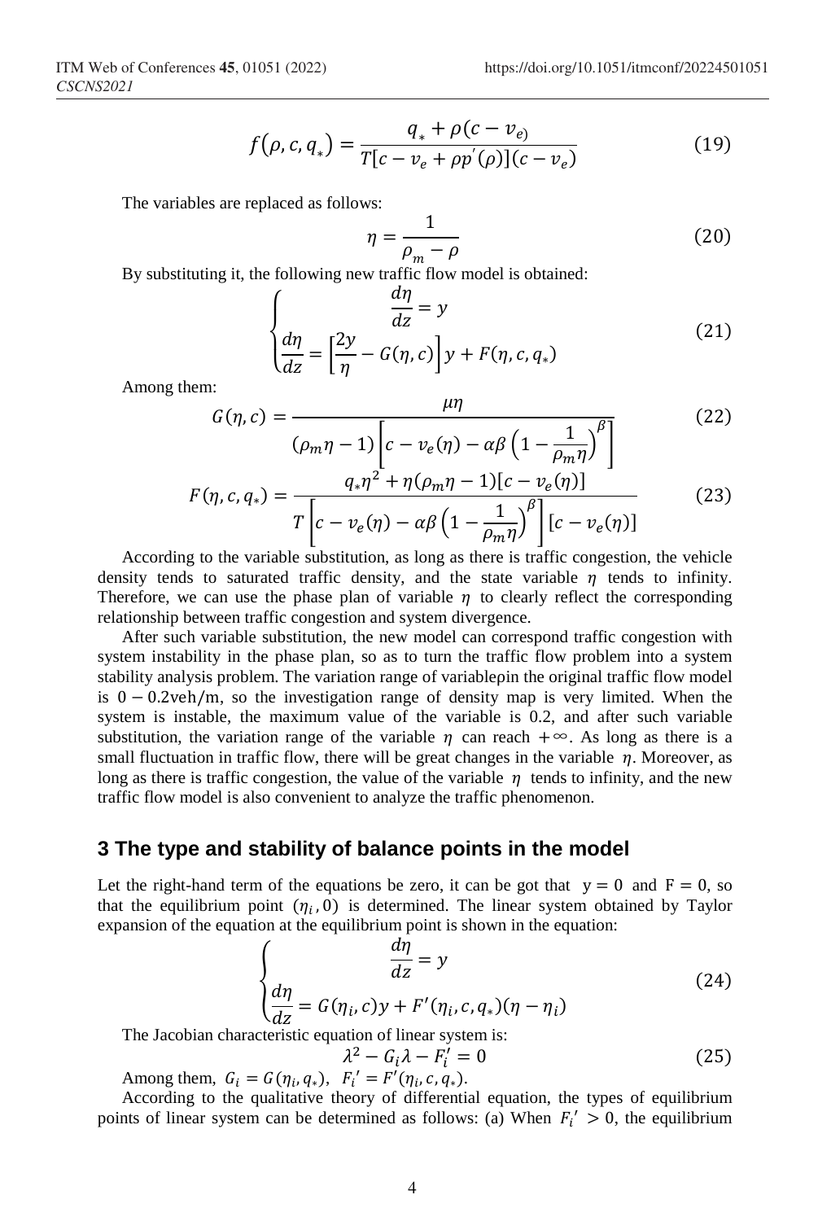$$f(\rho, c, q_*) = \frac{q_* + \rho(c - v_{e)}}{T[c - v_e + \rho p'(\rho)](c - v_e)} \tag{19}$$

The variables are replaced as follows:

$$\eta = \frac{1}{\rho_m - \rho} \tag{20}$$

By substituting it, the following new traffic flow model is obtained:

$$\begin{cases} \dfrac{d\eta}{dz} = y \\ \dfrac{d\eta}{dz} = \left[\dfrac{2y}{\eta} - G(\eta, c)\right] y + F(\eta, c, q_*) \end{cases} \tag{21}$$

Among them:

$$G(\eta, c) = \frac{\mu\eta}{(\rho_m\eta - 1)\left[c - v_e(\eta) - \alpha\beta\left(1 - \frac{1}{\rho_m\eta}\right)^{\beta}\right]} \tag{22}$$

$$F(\eta, c, q_*) = \frac{q_*\eta^2 + \eta(\rho_m\eta - 1)[c - v_e(\eta)]}{T\left[c - v_e(\eta) - \alpha\beta\left(1 - \frac{1}{\rho_m\eta}\right)^{\beta}\right][c - v_e(\eta)]} \tag{23}$$

According to the variable substitution, as long as there is traffic congestion, the vehicle density tends to saturated traffic density, and the state variable $\eta$ tends to infinity. Therefore, we can use the phase plan of variable $\eta$ to clearly reflect the corresponding relationship between traffic congestion and system divergence.

After such variable substitution, the new model can correspond traffic congestion with system instability in the phase plan, so as to turn the traffic flow problem into a system stability analysis problem. The variation range of variableρin the original traffic flow model is $0 - 0.2\text{veh/m}$, so the investigation range of density map is very limited. When the system is instable, the maximum value of the variable is 0.2, and after such variable substitution, the variation range of the variable $\eta$ can reach $+\infty$. As long as there is a small fluctuation in traffic flow, there will be great changes in the variable $\eta$. Moreover, as long as there is traffic congestion, the value of the variable $\eta$ tends to infinity, and the new traffic flow model is also convenient to analyze the traffic phenomenon.

## 3 The type and stability of balance points in the model

Let the right-hand term of the equations be zero, it can be got that $y = 0$ and $F = 0$, so that the equilibrium point $(\eta_i, 0)$ is determined. The linear system obtained by Taylor expansion of the equation at the equilibrium point is shown in the equation:

$$\begin{cases} \dfrac{d\eta}{dz} = y \\ \dfrac{d\eta}{dz} = G(\eta_i, c)y + F'(\eta_i, c, q_*)(\eta - \eta_i) \end{cases} \tag{24}$$

The Jacobian characteristic equation of linear system is:

$$\lambda^2 - G_i\lambda - F_i' = 0 \tag{25}$$

Among them, $G_i = G(\eta_i, q_*)$, $F_i' = F'(\eta_i, c, q_*)$.

According to the qualitative theory of differential equation, the types of equilibrium points of linear system can be determined as follows: (a) When $F_i' > 0$, the equilibrium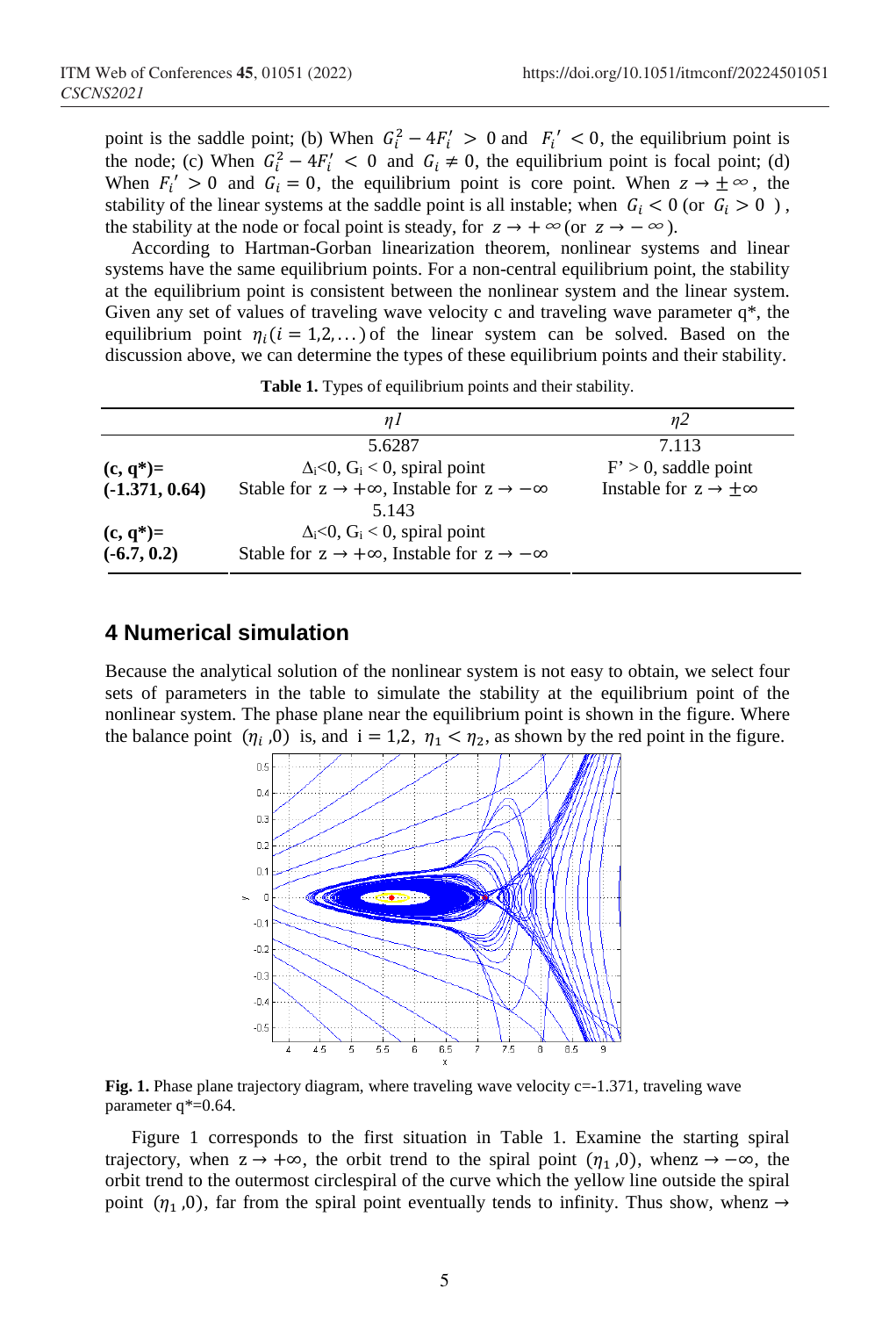point is the saddle point; (b) When $G_i^2 - 4F_i' > 0$ and $F_i' < 0$, the equilibrium point is the node; (c) When $G_i^2 - 4F_i' < 0$ and $G_i \neq 0$, the equilibrium point is focal point; (d) When $F_i' > 0$ and $G_i = 0$, the equilibrium point is core point. When $z \to \pm\infty$, the stability of the linear systems at the saddle point is all instable; when $G_i < 0$ (or $G_i > 0$ ), the stability at the node or focal point is steady, for $z \to +\infty$ (or $z \to -\infty$ ).

According to Hartman-Gorban linearization theorem, nonlinear systems and linear systems have the same equilibrium points. For a non-central equilibrium point, the stability at the equilibrium point is consistent between the nonlinear system and the linear system. Given any set of values of traveling wave velocity c and traveling wave parameter q*, the equilibrium point $\eta_i (i = 1,2, \dots)$ of the linear system can be solved. Based on the discussion above, we can determine the types of these equilibrium points and their stability.

**Table 1.** Types of equilibrium points and their stability.

| | $\eta 1$ | $\eta 2$ |
|---|---|---|
| | 5.6287 | 7.113 |
| **(c, q*)= (-1.371, 0.64)** | $\Delta_i$<0, $G_i < 0$, spiral point<br>Stable for $z \to +\infty$, Instable for $z \to -\infty$ | F' > 0, saddle point<br>Instable for $z \to \pm\infty$ |
| | 5.143 | |
| **(c, q*)= (-6.7, 0.2)** | $\Delta_i$<0, $G_i < 0$, spiral point<br>Stable for $z \to +\infty$, Instable for $z \to -\infty$ | |

## 4 Numerical simulation

Because the analytical solution of the nonlinear system is not easy to obtain, we select four sets of parameters in the table to simulate the stability at the equilibrium point of the nonlinear system. The phase plane near the equilibrium point is shown in the figure. Where the balance point $(\eta_i, 0)$ is, and $i = 1,2$, $\eta_1 < \eta_2$, as shown by the red point in the figure.

**Fig. 1.** Phase plane trajectory diagram, where traveling wave velocity c=-1.371, traveling wave parameter q*=0.64.

Figure 1 corresponds to the first situation in Table 1. Examine the starting spiral trajectory, when $z \to +\infty$, the orbit trend to the spiral point $(\eta_1, 0)$, when $z \to -\infty$, the orbit trend to the outermost circlespiral of the curve which the yellow line outside the spiral point $(\eta_1, 0)$, far from the spiral point eventually tends to infinity. Thus show, when $z \to$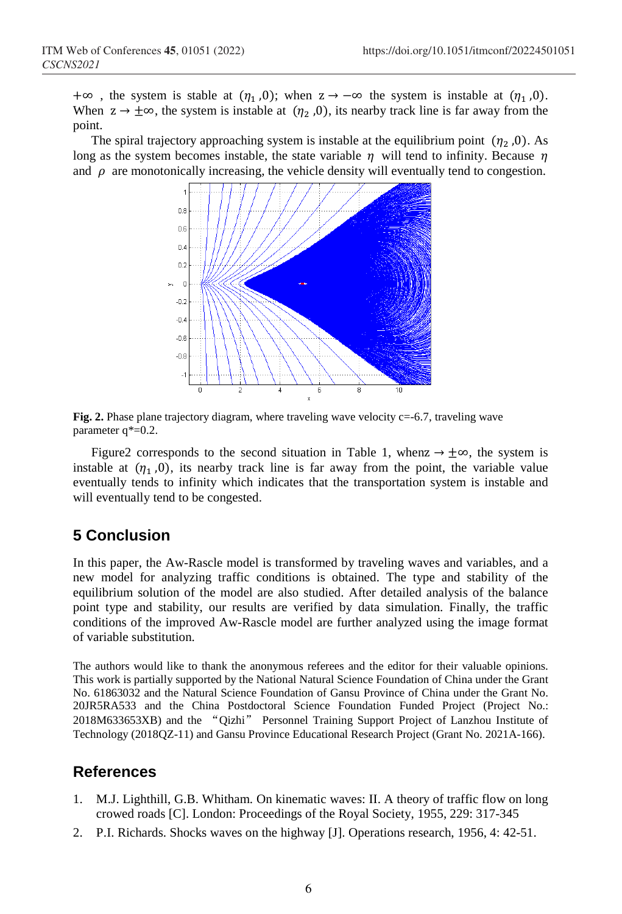$+\infty$ , the system is stable at $(\eta_1, 0)$; when $z \to -\infty$ the system is instable at $(\eta_1, 0)$. When $z \to \pm\infty$, the system is instable at $(\eta_2, 0)$, its nearby track line is far away from the point.

The spiral trajectory approaching system is instable at the equilibrium point $(\eta_2, 0)$. As long as the system becomes instable, the state variable $\eta$ will tend to infinity. Because $\eta$ and $\rho$ are monotonically increasing, the vehicle density will eventually tend to congestion.

**Fig. 2.** Phase plane trajectory diagram, where traveling wave velocity c=-6.7, traveling wave parameter q*=0.2.

Figure2 corresponds to the second situation in Table 1, whenz $\to \pm\infty$, the system is instable at $(\eta_1, 0)$, its nearby track line is far away from the point, the variable value eventually tends to infinity which indicates that the transportation system is instable and will eventually tend to be congested.

## 5 Conclusion

In this paper, the Aw-Rascle model is transformed by traveling waves and variables, and a new model for analyzing traffic conditions is obtained. The type and stability of the equilibrium solution of the model are also studied. After detailed analysis of the balance point type and stability, our results are verified by data simulation. Finally, the traffic conditions of the improved Aw-Rascle model are further analyzed using the image format of variable substitution.

The authors would like to thank the anonymous referees and the editor for their valuable opinions. This work is partially supported by the National Natural Science Foundation of China under the Grant No. 61863032 and the Natural Science Foundation of Gansu Province of China under the Grant No. 20JR5RA533 and the China Postdoctoral Science Foundation Funded Project (Project No.: 2018M633653XB) and the "Qizhi" Personnel Training Support Project of Lanzhou Institute of Technology (2018QZ-11) and Gansu Province Educational Research Project (Grant No. 2021A-166).

## References

1. M.J. Lighthill, G.B. Whitham. On kinematic waves: II. A theory of traffic flow on long crowed roads [C]. London: Proceedings of the Royal Society, 1955, 229: 317-345
2. P.I. Richards. Shocks waves on the highway [J]. Operations research, 1956, 4: 42-51.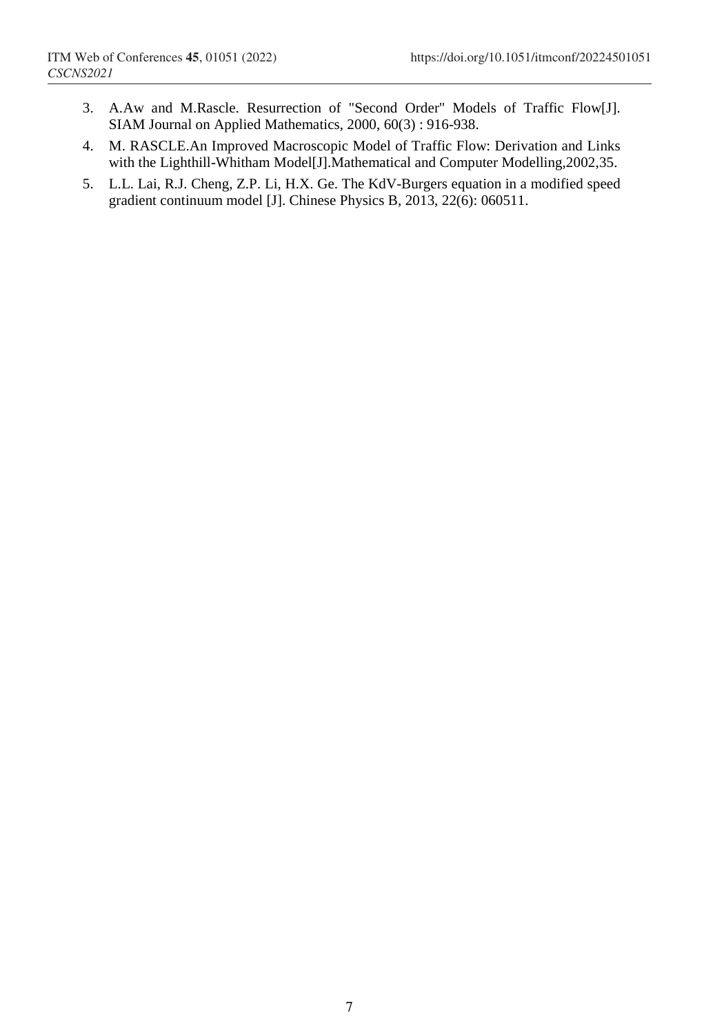3. A.Aw and M.Rascle. Resurrection of "Second Order" Models of Traffic Flow[J]. SIAM Journal on Applied Mathematics, 2000, 60(3) : 916-938.
4. M. RASCLE.An Improved Macroscopic Model of Traffic Flow: Derivation and Links with the Lighthill-Whitham Model[J].Mathematical and Computer Modelling,2002,35.
5. L.L. Lai, R.J. Cheng, Z.P. Li, H.X. Ge. The KdV-Burgers equation in a modified speed gradient continuum model [J]. Chinese Physics B, 2013, 22(6): 060511.